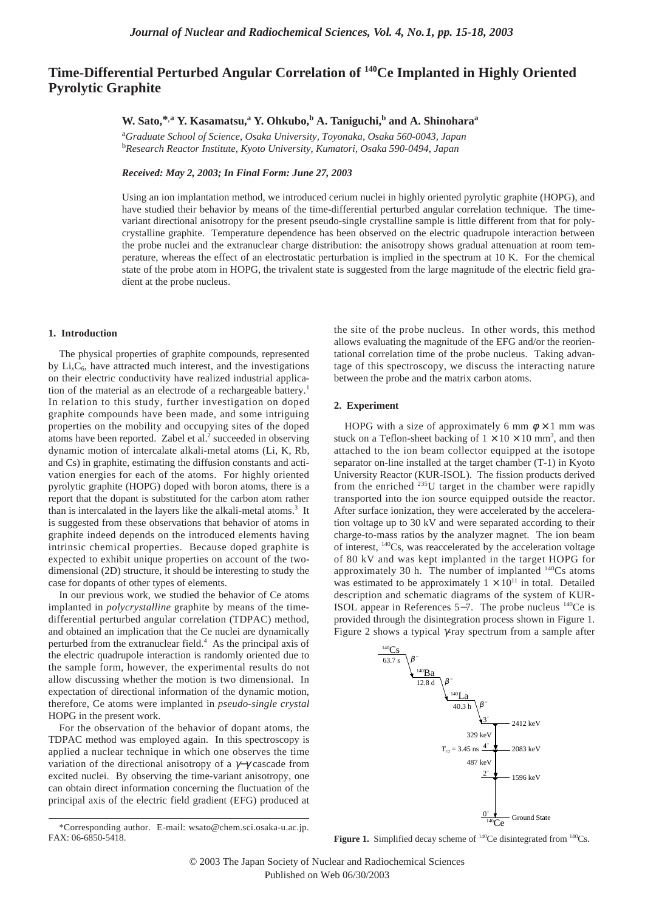# Time-Differential Perturbed Angular Correlation of $^{140}$Ce Implanted in Highly Oriented Pyrolytic Graphite

**W. Sato,*,[a] Y. Kasamatsu,[a] Y. Ohkubo,[b] A. Taniguchi,[b] and A. Shinohara[a]**

[a]*Graduate School of Science, Osaka University, Toyonaka, Osaka 560-0043, Japan*
[b]*Research Reactor Institute, Kyoto University, Kumatori, Osaka 590-0494, Japan*

***Received: May 2, 2003; In Final Form: June 27, 2003***

Using an ion implantation method, we introduced cerium nuclei in highly oriented pyrolytic graphite (HOPG), and have studied their behavior by means of the time-differential perturbed angular correlation technique. The time-variant directional anisotropy for the present pseudo-single crystalline sample is little different from that for polycrystalline graphite. Temperature dependence has been observed on the electric quadrupole interaction between the probe nuclei and the extranuclear charge distribution: the anisotropy shows gradual attenuation at room temperature, whereas the effect of an electrostatic perturbation is implied in the spectrum at 10 K. For the chemical state of the probe atom in HOPG, the trivalent state is suggested from the large magnitude of the electric field gradient at the probe nucleus.

## 1. Introduction

The physical properties of graphite compounds, represented by $Li_xC_6$, have attracted much interest, and the investigations on their electric conductivity have realized industrial application of the material as an electrode of a rechargeable battery.[1] In relation to this study, further investigation on doped graphite compounds have been made, and some intriguing properties on the mobility and occupying sites of the doped atoms have been reported. Zabel et al.[2] succeeded in observing dynamic motion of intercalate alkali-metal atoms (Li, K, Rb, and Cs) in graphite, estimating the diffusion constants and activation energies for each of the atoms. For highly oriented pyrolytic graphite (HOPG) doped with boron atoms, there is a report that the dopant is substituted for the carbon atom rather than is intercalated in the layers like the alkali-metal atoms.[3] It is suggested from these observations that behavior of atoms in graphite indeed depends on the introduced elements having intrinsic chemical properties. Because doped graphite is expected to exhibit unique properties on account of the two-dimensional (2D) structure, it should be interesting to study the case for dopants of other types of elements.

In our previous work, we studied the behavior of Ce atoms implanted in *polycrystalline* graphite by means of the time-differential perturbed angular correlation (TDPAC) method, and obtained an implication that the Ce nuclei are dynamically perturbed from the extranuclear field.[4] As the principal axis of the electric quadrupole interaction is randomly oriented due to the sample form, however, the experimental results do not allow discussing whether the motion is two dimensional. In expectation of directional information of the dynamic motion, therefore, Ce atoms were implanted in *pseudo-single crystal* HOPG in the present work.

For the observation of the behavior of dopant atoms, the TDPAC method was employed again. In this spectroscopy is applied a nuclear technique in which one observes the time variation of the directional anisotropy of a $\gamma$–$\gamma$ cascade from excited nuclei. By observing the time-variant anisotropy, one can obtain direct information concerning the fluctuation of the principal axis of the electric field gradient (EFG) produced at the site of the probe nucleus. In other words, this method allows evaluating the magnitude of the EFG and/or the reorientational correlation time of the probe nucleus. Taking advantage of this spectroscopy, we discuss the interacting nature between the probe and the matrix carbon atoms.

## 2. Experiment

HOPG with a size of approximately 6 mm $\phi \times 1$ mm was stuck on a Teflon-sheet backing of $1 \times 10 \times 10$ mm$^3$, and then attached to the ion beam collector equipped at the isotope separator on-line installed at the target chamber (T-1) in Kyoto University Reactor (KUR-ISOL). The fission products derived from the enriched $^{235}$U target in the chamber were rapidly transported into the ion source equipped outside the reactor. After surface ionization, they were accelerated by the acceleration voltage up to 30 kV and were separated according to their charge-to-mass ratios by the analyzer magnet. The ion beam of interest, $^{140}$Cs, was reaccelerated by the acceleration voltage of 80 kV and was kept implanted in the target HOPG for approximately 30 h. The number of implanted $^{140}$Cs atoms was estimated to be approximately $1 \times 10^{11}$ in total. Detailed description and schematic diagrams of the system of KUR-ISOL appear in References 5–7. The probe nucleus $^{140}$Ce is provided through the disintegration process shown in Figure 1. Figure 2 shows a typical $\gamma$-ray spectrum from a sample after

**Figure 1.** Simplified decay scheme of $^{140}$Ce disintegrated from $^{140}$Cs.

*Corresponding author. E-mail: wsato@chem.sci.osaka-u.ac.jp. FAX: 06-6850-5418.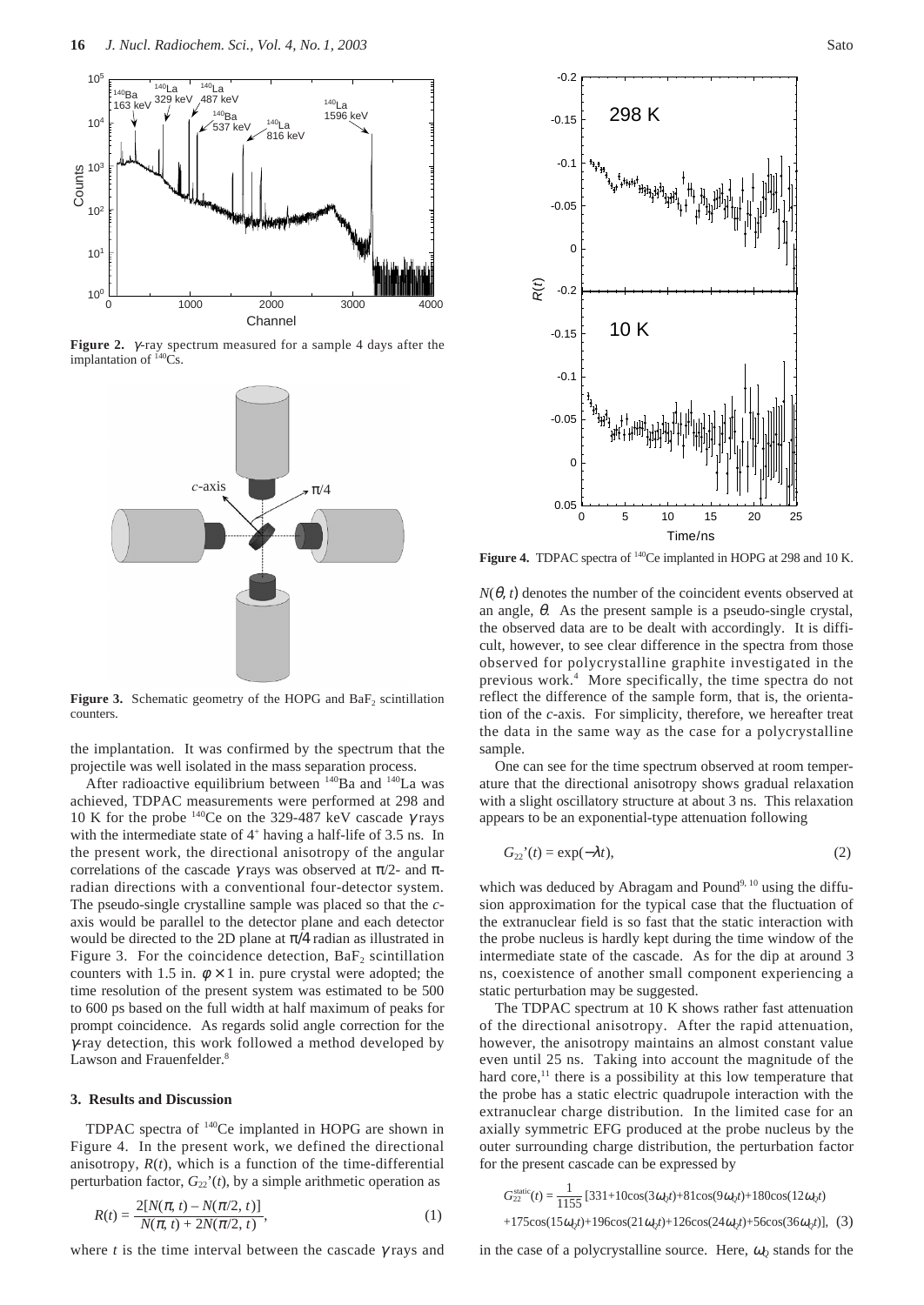Figure 2. γ-ray spectrum measured for a sample 4 days after the implantation of $^{140}$Cs.

Figure 3. Schematic geometry of the HOPG and $BaF_2$ scintillation counters.

the implantation. It was confirmed by the spectrum that the projectile was well isolated in the mass separation process.

After radioactive equilibrium between $^{140}$Ba and $^{140}$La was achieved, TDPAC measurements were performed at 298 and 10 K for the probe $^{140}$Ce on the 329-487 keV cascade γ rays with the intermediate state of $4^+$ having a half-life of 3.5 ns. In the present work, the directional anisotropy of the angular correlations of the cascade γ rays was observed at π/2- and π-radian directions with a conventional four-detector system. The pseudo-single crystalline sample was placed so that the *c*-axis would be parallel to the detector plane and each detector would be directed to the 2D plane at π/4 radian as illustrated in Figure 3. For the coincidence detection, $BaF_2$ scintillation counters with 1.5 in. $\phi \times 1$ in. pure crystal were adopted; the time resolution of the present system was estimated to be 500 to 600 ps based on the full width at half maximum of peaks for prompt coincidence. As regards solid angle correction for the γ-ray detection, this work followed a method developed by Lawson and Frauenfelder.[8]

## 3. Results and Discussion

TDPAC spectra of $^{140}$Ce implanted in HOPG are shown in Figure 4. In the present work, we defined the directional anisotropy, $R(t)$, which is a function of the time-differential perturbation factor, $G_{22}'(t)$, by a simple arithmetic operation as

$$R(t) = \frac{2[N(\pi, t) - N(\pi/2, t)]}{N(\pi, t) + 2N(\pi/2, t)}, \tag{1}$$

where $t$ is the time interval between the cascade γ rays and

Figure 4. TDPAC spectra of $^{140}$Ce implanted in HOPG at 298 and 10 K.

$N(\theta, t)$ denotes the number of the coincident events observed at an angle, $\theta$. As the present sample is a pseudo-single crystal, the observed data are to be dealt with accordingly. It is difficult, however, to see clear difference in the spectra from those observed for polycrystalline graphite investigated in the previous work.[4] More specifically, the time spectra do not reflect the difference of the sample form, that is, the orientation of the *c*-axis. For simplicity, therefore, we hereafter treat the data in the same way as the case for a polycrystalline sample.

One can see for the time spectrum observed at room temperature that the directional anisotropy shows gradual relaxation with a slight oscillatory structure at about 3 ns. This relaxation appears to be an exponential-type attenuation following

$$G_{22}'(t) = \exp(-\lambda t), \tag{2}$$

which was deduced by Abragam and Pound[9, 10] using the diffusion approximation for the typical case that the fluctuation of the extranuclear field is so fast that the static interaction with the probe nucleus is hardly kept during the time window of the intermediate state of the cascade. As for the dip at around 3 ns, coexistence of another small component experiencing a static perturbation may be suggested.

The TDPAC spectrum at 10 K shows rather fast attenuation of the directional anisotropy. After the rapid attenuation, however, the anisotropy maintains an almost constant value even until 25 ns. Taking into account the magnitude of the hard core,[11] there is a possibility at this low temperature that the probe has a static electric quadrupole interaction with the extranuclear charge distribution. In the limited case for an axially symmetric EFG produced at the probe nucleus by the outer surrounding charge distribution, the perturbation factor for the present cascade can be expressed by

$$G_{22}^{\text{static}}(t) = \frac{1}{1155}[331+10\cos(3\omega_0 t)+81\cos(9\omega_0 t)+180\cos(12\omega_0 t) +175\cos(15\omega_0 t)+196\cos(21\omega_0 t)+126\cos(24\omega_0 t)+56\cos(36\omega_0 t)], \tag{3}$$

in the case of a polycrystalline source. Here, $\omega_0$ stands for the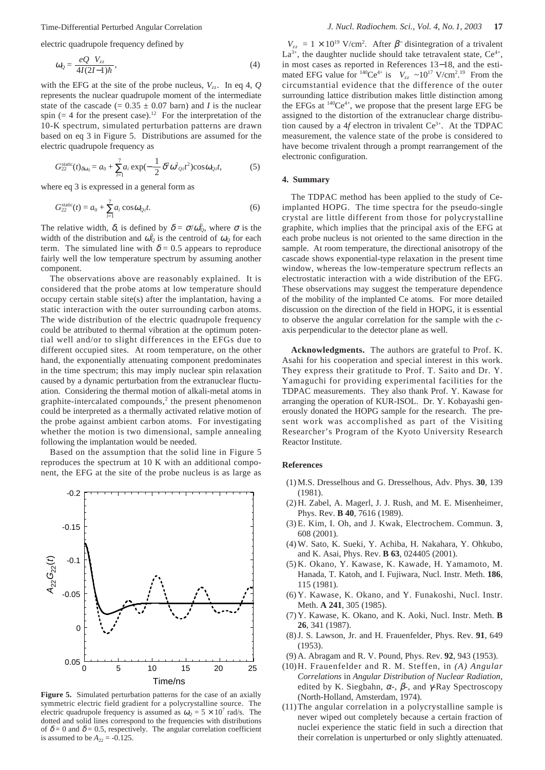electric quadrupole frequency defined by

$$\omega_Q = \frac{eQ\ V_{zz}}{4I(2I-1)\hbar}, \tag{4}$$

with the EFG at the site of the probe nucleus, $V_{zz}$. In eq 4, $Q$ represents the nuclear quadrupole moment of the intermediate state of the cascade (= 0.35 ± 0.07 barn) and $I$ is the nuclear spin (= 4 for the present case).[12] For the interpretation of the 10-K spectrum, simulated perturbation patterns are drawn based on eq 3 in Figure 5. Distributions are assumed for the electric quadrupole frequency as

$$G_{22}^{\text{static}}(t)_{\delta\omega_Q} = a_0 + \sum_{i=1}^{7} a_i \exp(-\frac{1}{2}\delta^2\omega_{Qi}^2 t^2)\cos\omega_{Qi}t, \tag{5}$$

where eq 3 is expressed in a general form as

$$G_{22}^{\text{static}}(t) = a_0 + \sum_{i=1}^{7} a_i \cos\omega_{Qi}t. \tag{6}$$

The relative width, $\delta$, is defined by $\delta = \sigma/\omega_Q^0$, where $\sigma$ is the width of the distribution and $\omega_Q^0$ is the centroid of $\omega_Q$ for each term. The simulated line with $\delta = 0.5$ appears to reproduce fairly well the low temperature spectrum by assuming another component.

The observations above are reasonably explained. It is considered that the probe atoms at low temperature should occupy certain stable site(s) after the implantation, having a static interaction with the outer surrounding carbon atoms. The wide distribution of the electric quadrupole frequency could be attributed to thermal vibration at the optimum potential well and/or to slight differences in the EFGs due to different occupied sites. At room temperature, on the other hand, the exponentially attenuating component predominates in the time spectrum; this may imply nuclear spin relaxation caused by a dynamic perturbation from the extranuclear fluctuation. Considering the thermal motion of alkali-metal atoms in graphite-intercalated compounds,[2] the present phenomenon could be interpreted as a thermally activated relative motion of the probe against ambient carbon atoms. For investigating whether the motion is two dimensional, sample annealing following the implantation would be needed.

Based on the assumption that the solid line in Figure 5 reproduces the spectrum at 10 K with an additional component, the EFG at the site of the probe nucleus is as large as

**Figure 5.** Simulated perturbation patterns for the case of an axially symmetric electric field gradient for a polycrystalline source. The electric quadrupole frequency is assumed as $\omega_Q = 5 \times 10^7$ rad/s. The dotted and solid lines correspond to the frequencies with distributions of $\delta = 0$ and $\delta = 0.5$, respectively. The angular correlation coefficient is assumed to be $A_{22} = -0.125$.

$V_{zz} = 1 \times 10^{19}$ V/cm$^2$. After $\beta^-$ disintegration of a trivalent $La^{3+}$, the daughter nuclide should take tetravalent state, $Ce^{4+}$, in most cases as reported in References 13−18, and the estimated EFG value for $^{140}Ce^{4+}$ is $V_{zz} \sim 10^{17}$ V/cm$^2$.[19] From the circumstantial evidence that the difference of the outer surrounding lattice distribution makes little distinction among the EFGs at $^{140}Ce^{4+}$, we propose that the present large EFG be assigned to the distortion of the extranuclear charge distribution caused by a 4$f$ electron in trivalent $Ce^{3+}$. At the TDPAC measurement, the valence state of the probe is considered to have become trivalent through a prompt rearrangement of the electronic configuration.

## 4. Summary

The TDPAC method has been applied to the study of Ce-implanted HOPG. The time spectra for the pseudo-single crystal are little different from those for polycrystalline graphite, which implies that the principal axis of the EFG at each probe nucleus is not oriented to the same direction in the sample. At room temperature, the directional anisotropy of the cascade shows exponential-type relaxation in the present time window, whereas the low-temperature spectrum reflects an electrostatic interaction with a wide distribution of the EFG. These observations may suggest the temperature dependence of the mobility of the implanted Ce atoms. For more detailed discussion on the direction of the field in HOPG, it is essential to observe the angular correlation for the sample with the $c$-axis perpendicular to the detector plane as well.

**Acknowledgments.** The authors are grateful to Prof. K. Asahi for his cooperation and special interest in this work. They express their gratitude to Prof. T. Saito and Dr. Y. Yamaguchi for providing experimental facilities for the TDPAC measurements. They also thank Prof. Y. Kawase for arranging the operation of KUR-ISOL. Dr. Y. Kobayashi generously donated the HOPG sample for the research. The present work was accomplished as part of the Visiting Researcher's Program of the Kyoto University Research Reactor Institute.

## References

(1) M.S. Dresselhous and G. Dresselhous, Adv. Phys. **30**, 139 (1981).

(2) H. Zabel, A. Magerl, J. J. Rush, and M. E. Misenheimer, Phys. Rev. **B 40**, 7616 (1989).

(3) E. Kim, I. Oh, and J. Kwak, Electrochem. Commun. **3**, 608 (2001).

(4) W. Sato, K. Sueki, Y. Achiba, H. Nakahara, Y. Ohkubo, and K. Asai, Phys. Rev. **B 63**, 024405 (2001).

(5) K. Okano, Y. Kawase, K. Kawade, H. Yamamoto, M. Hanada, T. Katoh, and I. Fujiwara, Nucl. Instr. Meth. **186**, 115 (1981).

(6) Y. Kawase, K. Okano, and Y. Funakoshi, Nucl. Instr. Meth. **A 241**, 305 (1985).

(7) Y. Kawase, K. Okano, and K. Aoki, Nucl. Instr. Meth. **B 26**, 341 (1987).

(8) J. S. Lawson, Jr. and H. Frauenfelder, Phys. Rev. **91**, 649 (1953).

(9) A. Abragam and R. V. Pound, Phys. Rev. **92**, 943 (1953).

(10) H. Frauenfelder and R. M. Steffen, in *(A) Angular Correlations* in *Angular Distribution of Nuclear Radiation*, edited by K. Siegbahn, $\alpha$-, $\beta$-, and $\gamma$-Ray Spectroscopy (North-Holland, Amsterdam, 1974).

(11) The angular correlation in a polycrystalline sample is never wiped out completely because a certain fraction of nuclei experience the static field in such a direction that their correlation is unperturbed or only slightly attenuated.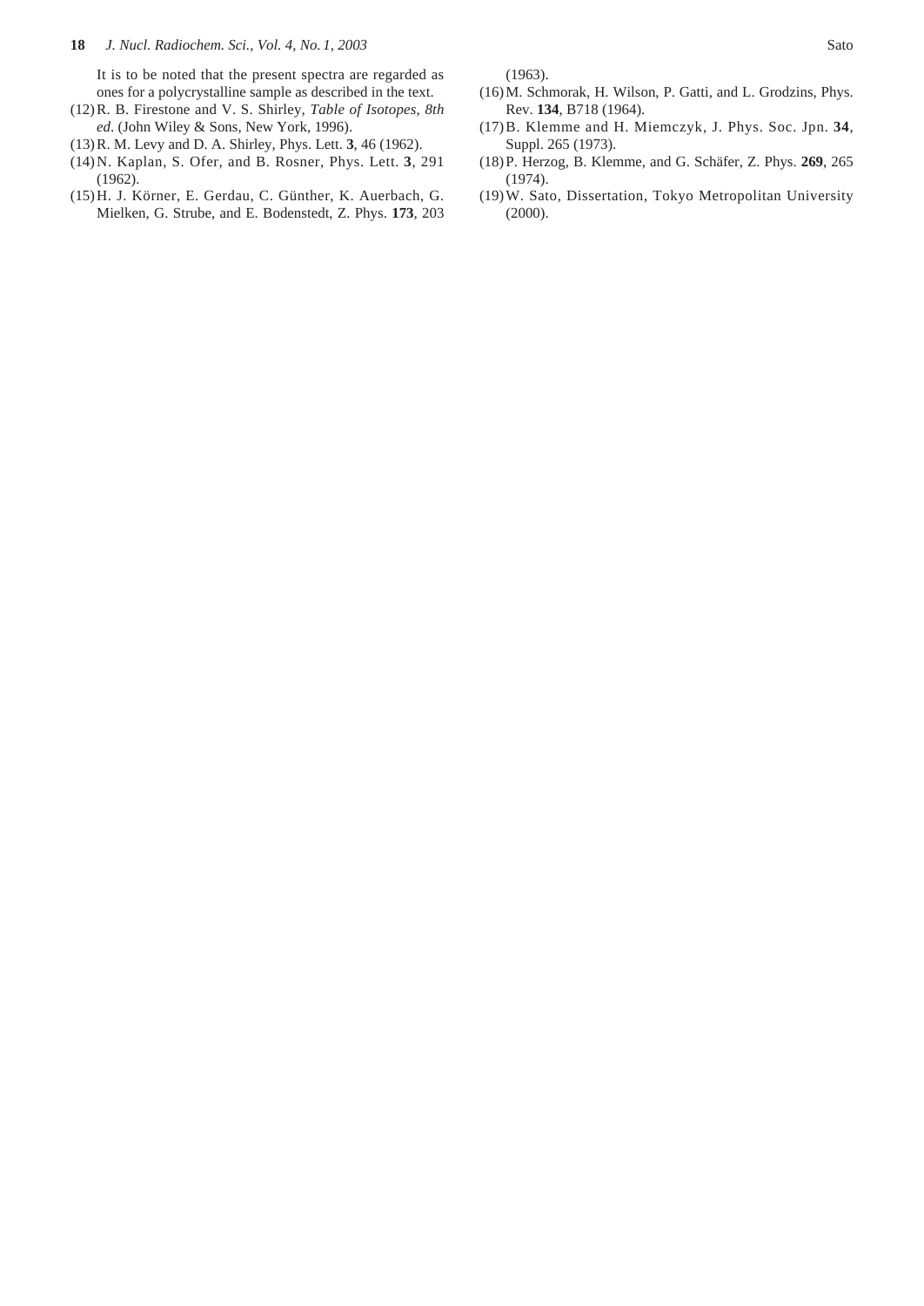It is to be noted that the present spectra are regarded as ones for a polycrystalline sample as described in the text.

(12) R. B. Firestone and V. S. Shirley, *Table of Isotopes, 8th ed.* (John Wiley & Sons, New York, 1996).

(13) R. M. Levy and D. A. Shirley, Phys. Lett. **3**, 46 (1962).

(14) N. Kaplan, S. Ofer, and B. Rosner, Phys. Lett. **3**, 291 (1962).

(15) H. J. Körner, E. Gerdau, C. Günther, K. Auerbach, G. Mielken, G. Strube, and E. Bodenstedt, Z. Phys. **173**, 203 (1963).

(16) M. Schmorak, H. Wilson, P. Gatti, and L. Grodzins, Phys. Rev. **134**, B718 (1964).

(17) B. Klemme and H. Miemczyk, J. Phys. Soc. Jpn. **34**, Suppl. 265 (1973).

(18) P. Herzog, B. Klemme, and G. Schäfer, Z. Phys. **269**, 265 (1974).

(19) W. Sato, Dissertation, Tokyo Metropolitan University (2000).